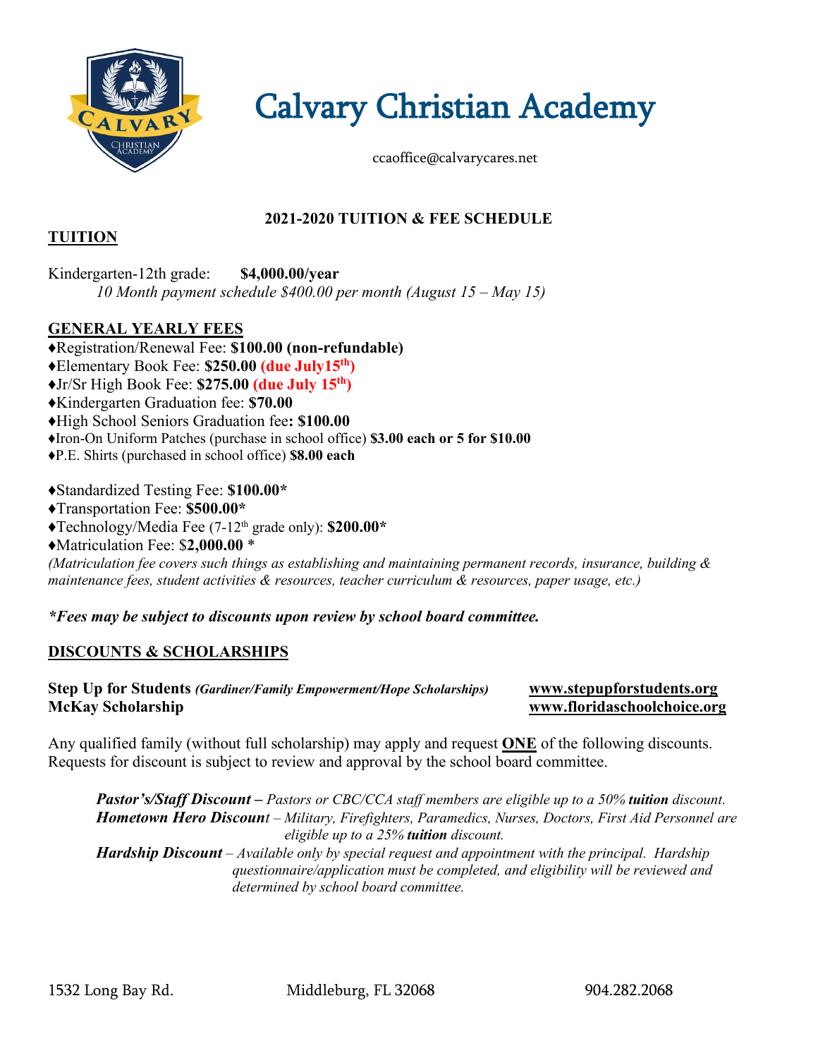# Calvary Christian Academy

ccaoffice@calvarycares.net

**2021-2020 TUITION & FEE SCHEDULE**

## TUITION

Kindergarten-12th grade: **$4,000.00/year**

*10 Month payment schedule $400.00 per month (August 15 – May 15)*

## GENERAL YEARLY FEES

♦Registration/Renewal Fee: **$100.00 (non-refundable)**
♦Elementary Book Fee: **$250.00 (due July15th)**
♦Jr/Sr High Book Fee: **$275.00 (due July 15th)**
♦Kindergarten Graduation fee: **$70.00**
♦High School Seniors Graduation fee**: $100.00**
♦Iron-On Uniform Patches (purchase in school office) **$3.00 each or 5 for $10.00**
♦P.E. Shirts (purchased in school office) **$8.00 each**

♦Standardized Testing Fee: **$100.00***
♦Transportation Fee: **$500.00***
♦Technology/Media Fee (7-12th grade only): **$200.00***
♦Matriculation Fee: $**2,000.00 ***

*(Matriculation fee covers such things as establishing and maintaining permanent records, insurance, building & maintenance fees, student activities & resources, teacher curriculum & resources, paper usage, etc.)*

***Fees may be subject to discounts upon review by school board committee.***

## DISCOUNTS & SCHOLARSHIPS

**Step Up for Students** ***(Gardiner/Family Empowerment/Hope Scholarships)*** **www.stepupforstudents.org**
**McKay Scholarship** **www.floridaschoolchoice.org**

Any qualified family (without full scholarship) may apply and request **ONE** of the following discounts. Requests for discount is subject to review and approval by the school board committee.

***Pastor's/Staff Discount –*** *Pastors or CBC/CCA staff members are eligible up to a 50%* ***tuition*** *discount.*

***Hometown Hero Discount*** *– Military, Firefighters, Paramedics, Nurses, Doctors, First Aid Personnel are eligible up to a 25%* ***tuition*** *discount.*

***Hardship Discount*** *– Available only by special request and appointment with the principal. Hardship questionnaire/application must be completed, and eligibility will be reviewed and determined by school board committee.*

1532 Long Bay Rd. Middleburg, FL 32068 904.282.2068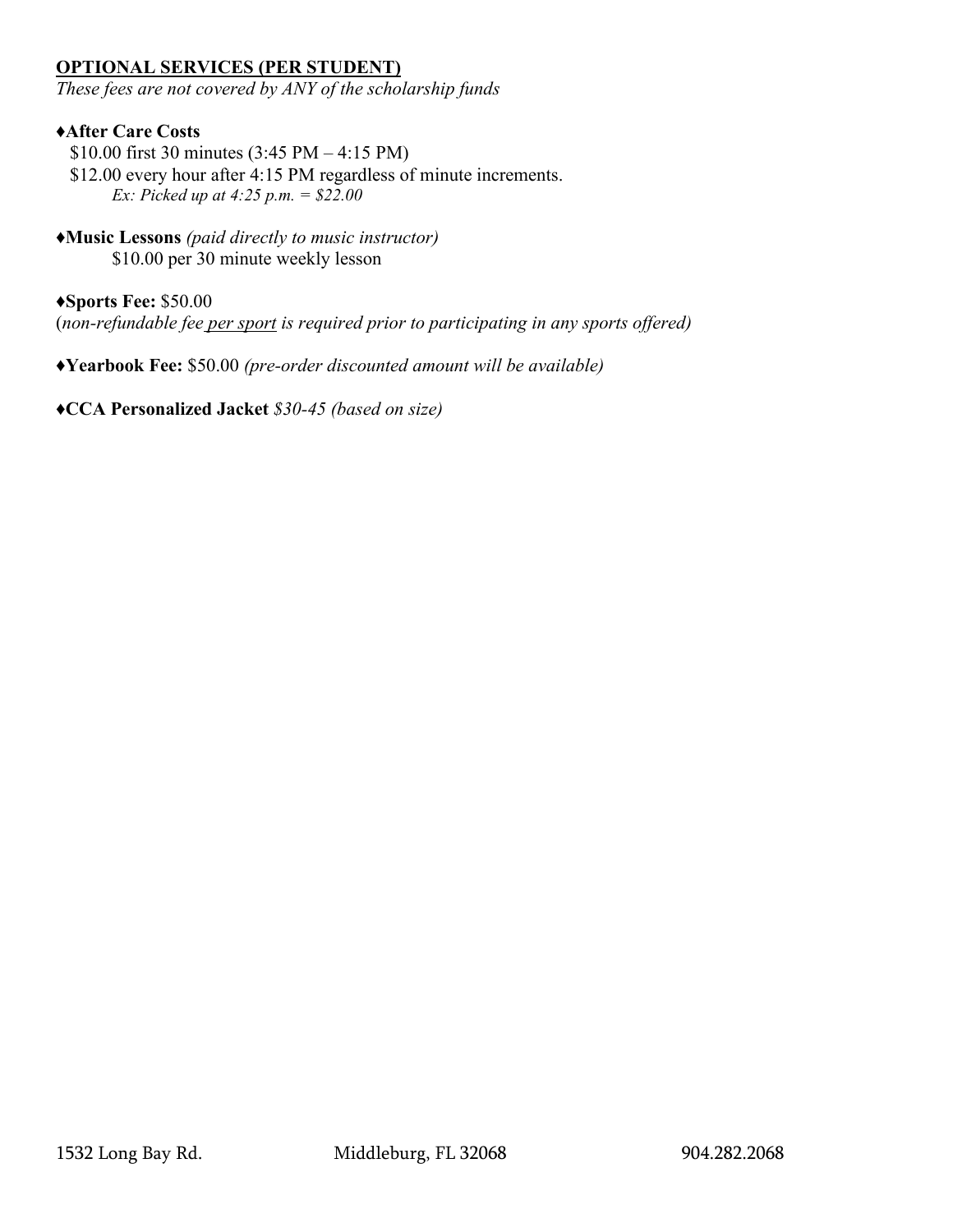**OPTIONAL SERVICES (PER STUDENT)**

*These fees are not covered by ANY of the scholarship funds*

♦**After Care Costs**

$10.00 first 30 minutes (3:45 PM – 4:15 PM)

$12.00 every hour after 4:15 PM regardless of minute increments.

*Ex: Picked up at 4:25 p.m. = $22.00*

♦**Music Lessons** *(paid directly to music instructor)*

$10.00 per 30 minute weekly lesson

♦**Sports Fee:** $50.00

(*non-refundable fee per sport is required prior to participating in any sports offered)*

♦**Yearbook Fee:** $50.00 *(pre-order discounted amount will be available)*

♦**CCA Personalized Jacket** *$30-45 (based on size)*

1532 Long Bay Rd. Middleburg, FL 32068 904.282.2068